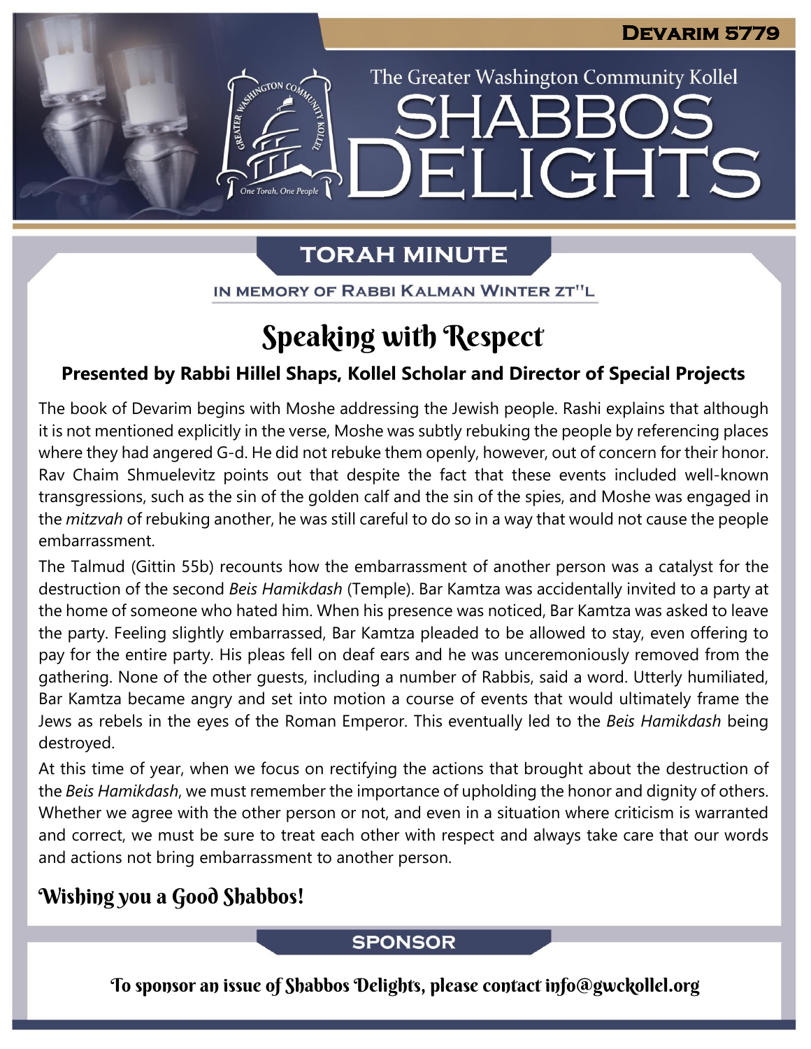DEVARIM 5779

The Greater Washington Community Kollel

# SHABBOS DELIGHTS

## TORAH MINUTE

IN MEMORY OF RABBI KALMAN WINTER ZT"L

# Speaking with Respect

**Presented by Rabbi Hillel Shaps, Kollel Scholar and Director of Special Projects**

The book of Devarim begins with Moshe addressing the Jewish people. Rashi explains that although it is not mentioned explicitly in the verse, Moshe was subtly rebuking the people by referencing places where they had angered G-d. He did not rebuke them openly, however, out of concern for their honor. Rav Chaim Shmuelevitz points out that despite the fact that these events included well-known transgressions, such as the sin of the golden calf and the sin of the spies, and Moshe was engaged in the *mitzvah* of rebuking another, he was still careful to do so in a way that would not cause the people embarrassment.

The Talmud (Gittin 55b) recounts how the embarrassment of another person was a catalyst for the destruction of the second *Beis Hamikdash* (Temple). Bar Kamtza was accidentally invited to a party at the home of someone who hated him. When his presence was noticed, Bar Kamtza was asked to leave the party. Feeling slightly embarrassed, Bar Kamtza pleaded to be allowed to stay, even offering to pay for the entire party. His pleas fell on deaf ears and he was unceremoniously removed from the gathering. None of the other guests, including a number of Rabbis, said a word. Utterly humiliated, Bar Kamtza became angry and set into motion a course of events that would ultimately frame the Jews as rebels in the eyes of the Roman Emperor. This eventually led to the *Beis Hamikdash* being destroyed.

At this time of year, when we focus on rectifying the actions that brought about the destruction of the *Beis Hamikdash*, we must remember the importance of upholding the honor and dignity of others. Whether we agree with the other person or not, and even in a situation where criticism is warranted and correct, we must be sure to treat each other with respect and always take care that our words and actions not bring embarrassment to another person.

### Wishing you a Good Shabbos!

## SPONSOR

To sponsor an issue of Shabbos Delights, please contact info@gwckollel.org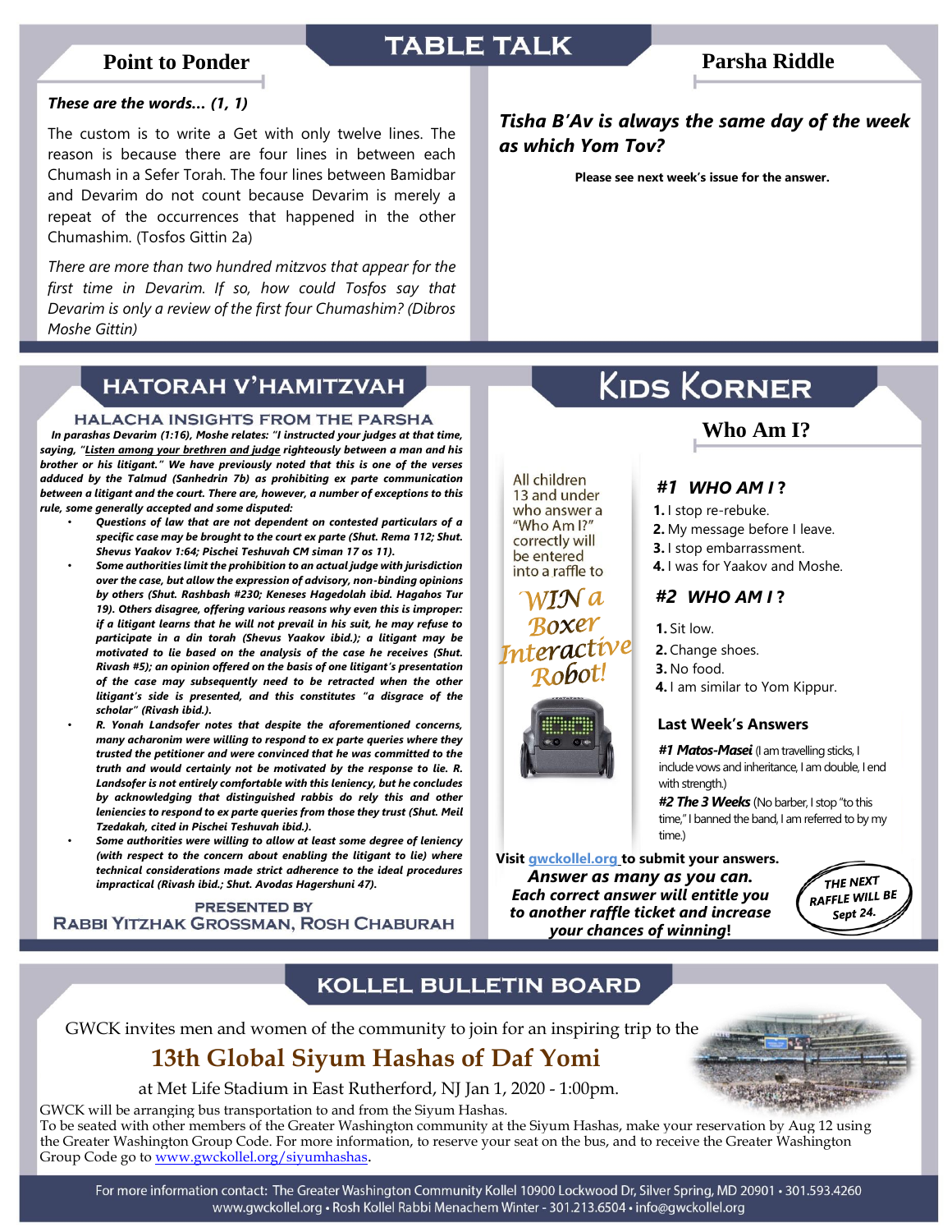# TABLE TALK

## Point to Ponder

***These are the words... (1, 1)***

The custom is to write a Get with only twelve lines. The reason is because there are four lines in between each Chumash in a Sefer Torah. The four lines between Bamidbar and Devarim do not count because Devarim is merely a repeat of the occurrences that happened in the other Chumashim. (Tosfos Gittin 2a)

*There are more than two hundred mitzvos that appear for the first time in Devarim. If so, how could Tosfos say that Devarim is only a review of the first four Chumashim? (Dibros Moshe Gittin)*

## Parsha Riddle

***Tisha B'Av is always the same day of the week as which Yom Tov?***

**Please see next week's issue for the answer.**

# HATORAH V'HAMITZVAH

## HALACHA INSIGHTS FROM THE PARSHA

***In parashas Devarim (1:16), Moshe relates: "I instructed your judges at that time, saying, "Listen among your brethren and judge righteously between a man and his brother or his litigant." We have previously noted that this is one of the verses adduced by the Talmud (Sanhedrin 7b) as prohibiting ex parte communication between a litigant and the court. There are, however, a number of exceptions to this rule, some generally accepted and some disputed:***

- ***Questions of law that are not dependent on contested particulars of a specific case may be brought to the court ex parte (Shut. Rema 112; Shut. Shevus Yaakov 1:64; Pischei Teshuvah CM siman 17 os 11).***
- ***Some authorities limit the prohibition to an actual judge with jurisdiction over the case, but allow the expression of advisory, non-binding opinions by others (Shut. Rashbash #230; Keneses Hagedolah ibid. Hagahos Tur 19). Others disagree, offering various reasons why even this is improper: if a litigant learns that he will not prevail in his suit, he may refuse to participate in a din torah (Shevus Yaakov ibid.); a litigant may be motivated to lie based on the analysis of the case he receives (Shut. Rivash #5); an opinion offered on the basis of one litigant's presentation of the case may subsequently need to be retracted when the other litigant's side is presented, and this constitutes "a disgrace of the scholar" (Rivash ibid.).***
- ***R. Yonah Landsofer notes that despite the aforementioned concerns, many acharonim were willing to respond to ex parte queries where they trusted the petitioner and were convinced that he was committed to the truth and would certainly not be motivated by the response to lie. R. Landsofer is not entirely comfortable with this leniency, but he concludes by acknowledging that distinguished rabbis do rely this and other leniencies to respond to ex parte queries from those they trust (Shut. Meil Tzedakah, cited in Pischei Teshuvah ibid.).***
- ***Some authorities were willing to allow at least some degree of leniency (with respect to the concern about enabling the litigant to lie) where technical considerations made strict adherence to the ideal procedures impractical (Rivash ibid.; Shut. Avodas Hagershuni 47).***

PRESENTED BY
RABBI YITZHAK GROSSMAN, ROSH CHABURAH

# KIDS KORNER

## Who Am I?

All children 13 and under who answer a "Who Am I?" correctly will be entered into a raffle to

**WIN a Boxer Interactive Robot!**

### #1 WHO AM I?

**1.** I stop re-rebuke.
**2.** My message before I leave.
**3.** I stop embarrassment.
**4.** I was for Yaakov and Moshe.

### #2 WHO AM I?

**1.** Sit low.
**2.** Change shoes.
**3.** No food.
**4.** I am similar to Yom Kippur.

### Last Week's Answers

***#1 Matos-Masei*** (I am travelling sticks, I include vows and inheritance, I am double, I end with strength.)

***#2 The 3 Weeks*** (No barber, I stop "to this time," I banned the band, I am referred to by my time.)

**Visit gwckollel.org to submit your answers.**
***Answer as many as you can.***
***Each correct answer will entitle you to another raffle ticket and increase your chances of winning!***

*THE NEXT RAFFLE WILL BE Sept 24.*

# KOLLEL BULLETIN BOARD

GWCK invites men and women of the community to join for an inspiring trip to the

## 13th Global Siyum Hashas of Daf Yomi

at Met Life Stadium in East Rutherford, NJ Jan 1, 2020 - 1:00pm.

GWCK will be arranging bus transportation to and from the Siyum Hashas.
To be seated with other members of the Greater Washington community at the Siyum Hashas, make your reservation by Aug 12 using the Greater Washington Group Code. For more information, to reserve your seat on the bus, and to receive the Greater Washington Group Code go to www.gwckollel.org/siyumhashas.

For more information contact: The Greater Washington Community Kollel 10900 Lockwood Dr, Silver Spring, MD 20901 • 301.593.4260
www.gwckollel.org • Rosh Kollel Rabbi Menachem Winter - 301.213.6504 • info@gwckollel.org